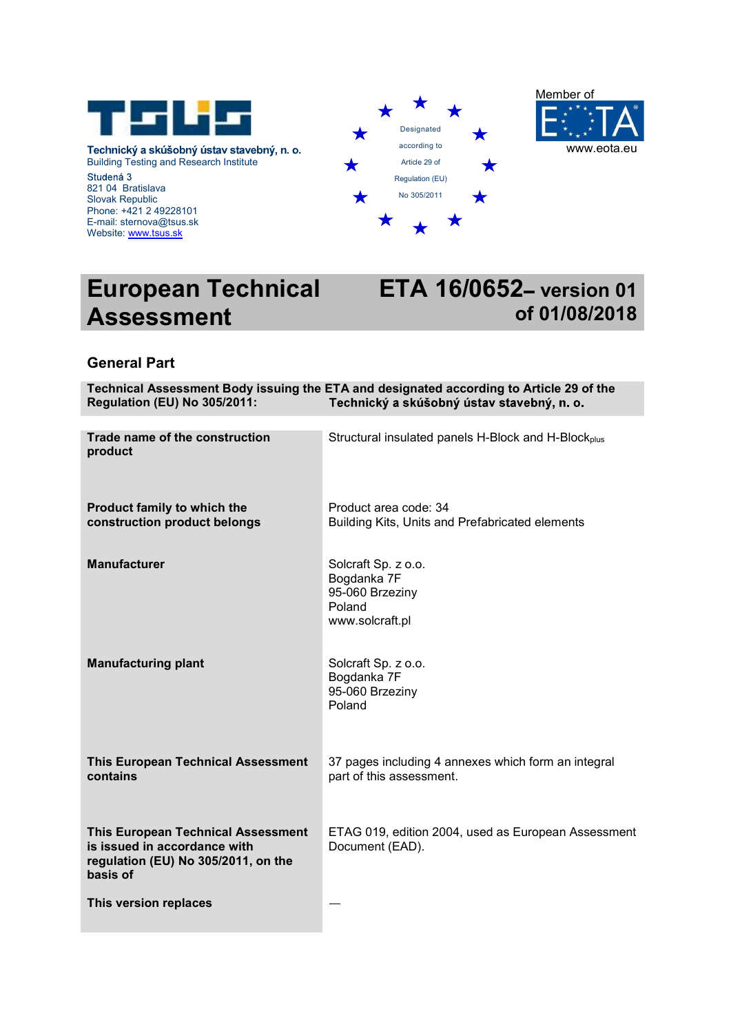**Technický a skúšobný ústav stavebný, n. o.**
Building Testing and Research Institute
Studená 3
821 04 Bratislava
Slovak Republic
Phone: +421 2 49228101
E-mail: sternova@tsus.sk
Website: www.tsus.sk

Designated according to Article 29 of Regulation (EU) No 305/2011

Member of EOTA
www.eota.eu

# European Technical Assessment

# ETA 16/0652– version 01 of 01/08/2018

## General Part

**Technical Assessment Body issuing the ETA and designated according to Article 29 of the Regulation (EU) No 305/2011:** **Technický a skúšobný ústav stavebný, n. o.**

| | |
|---|---|
| **Trade name of the construction product** | Structural insulated panels H-Block and H-Block$_{plus}$ |
| **Product family to which the construction product belongs** | Product area code: 34<br>Building Kits, Units and Prefabricated elements |
| **Manufacturer** | Solcraft Sp. z o.o.<br>Bogdanka 7F<br>95-060 Brzeziny<br>Poland<br>www.solcraft.pl |
| **Manufacturing plant** | Solcraft Sp. z o.o.<br>Bogdanka 7F<br>95-060 Brzeziny<br>Poland |
| **This European Technical Assessment contains** | 37 pages including 4 annexes which form an integral part of this assessment. |
| **This European Technical Assessment is issued in accordance with regulation (EU) No 305/2011, on the basis of** | ETAG 019, edition 2004, used as European Assessment Document (EAD). |
| **This version replaces** | — |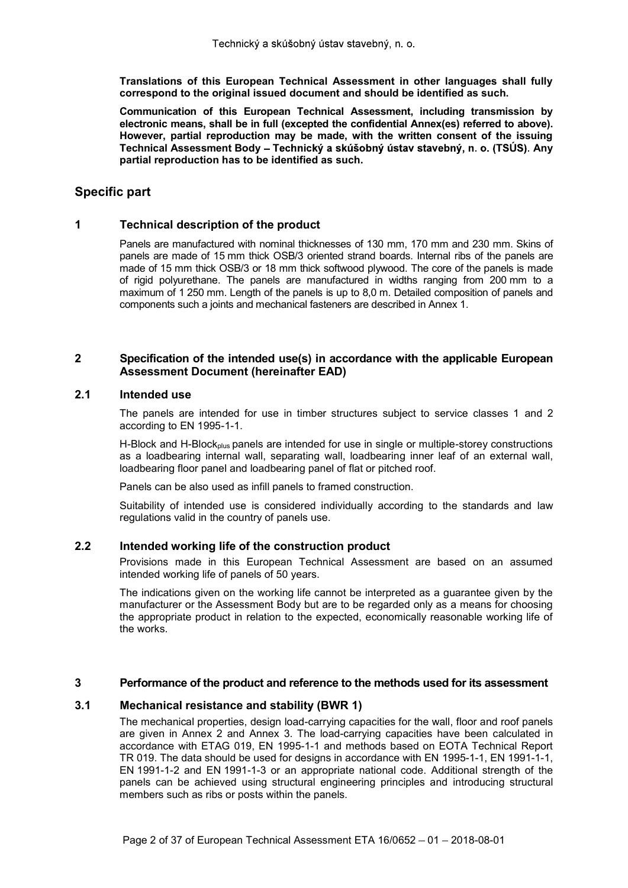**Translations of this European Technical Assessment in other languages shall fully correspond to the original issued document and should be identified as such.**

**Communication of this European Technical Assessment, including transmission by electronic means, shall be in full (excepted the confidential Annex(es) referred to above). However, partial reproduction may be made, with the written consent of the issuing Technical Assessment Body – Technický a skúšobný ústav stavebný, n. o. (TSÚS). Any partial reproduction has to be identified as such.**

## Specific part

### 1 Technical description of the product

Panels are manufactured with nominal thicknesses of 130 mm, 170 mm and 230 mm. Skins of panels are made of 15 mm thick OSB/3 oriented strand boards. Internal ribs of the panels are made of 15 mm thick OSB/3 or 18 mm thick softwood plywood. The core of the panels is made of rigid polyurethane. The panels are manufactured in widths ranging from 200 mm to a maximum of 1 250 mm. Length of the panels is up to 8,0 m. Detailed composition of panels and components such a joints and mechanical fasteners are described in Annex 1.

### 2 Specification of the intended use(s) in accordance with the applicable European Assessment Document (hereinafter EAD)

#### 2.1 Intended use

The panels are intended for use in timber structures subject to service classes 1 and 2 according to EN 1995-1-1.

H-Block and H-Block$_{plus}$ panels are intended for use in single or multiple-storey constructions as a loadbearing internal wall, separating wall, loadbearing inner leaf of an external wall, loadbearing floor panel and loadbearing panel of flat or pitched roof.

Panels can be also used as infill panels to framed construction.

Suitability of intended use is considered individually according to the standards and law regulations valid in the country of panels use.

#### 2.2 Intended working life of the construction product

Provisions made in this European Technical Assessment are based on an assumed intended working life of panels of 50 years.

The indications given on the working life cannot be interpreted as a guarantee given by the manufacturer or the Assessment Body but are to be regarded only as a means for choosing the appropriate product in relation to the expected, economically reasonable working life of the works.

### 3 Performance of the product and reference to the methods used for its assessment

#### 3.1 Mechanical resistance and stability (BWR 1)

The mechanical properties, design load-carrying capacities for the wall, floor and roof panels are given in Annex 2 and Annex 3. The load-carrying capacities have been calculated in accordance with ETAG 019, EN 1995-1-1 and methods based on EOTA Technical Report TR 019. The data should be used for designs in accordance with EN 1995-1-1, EN 1991-1-1, EN 1991-1-2 and EN 1991-1-3 or an appropriate national code. Additional strength of the panels can be achieved using structural engineering principles and introducing structural members such as ribs or posts within the panels.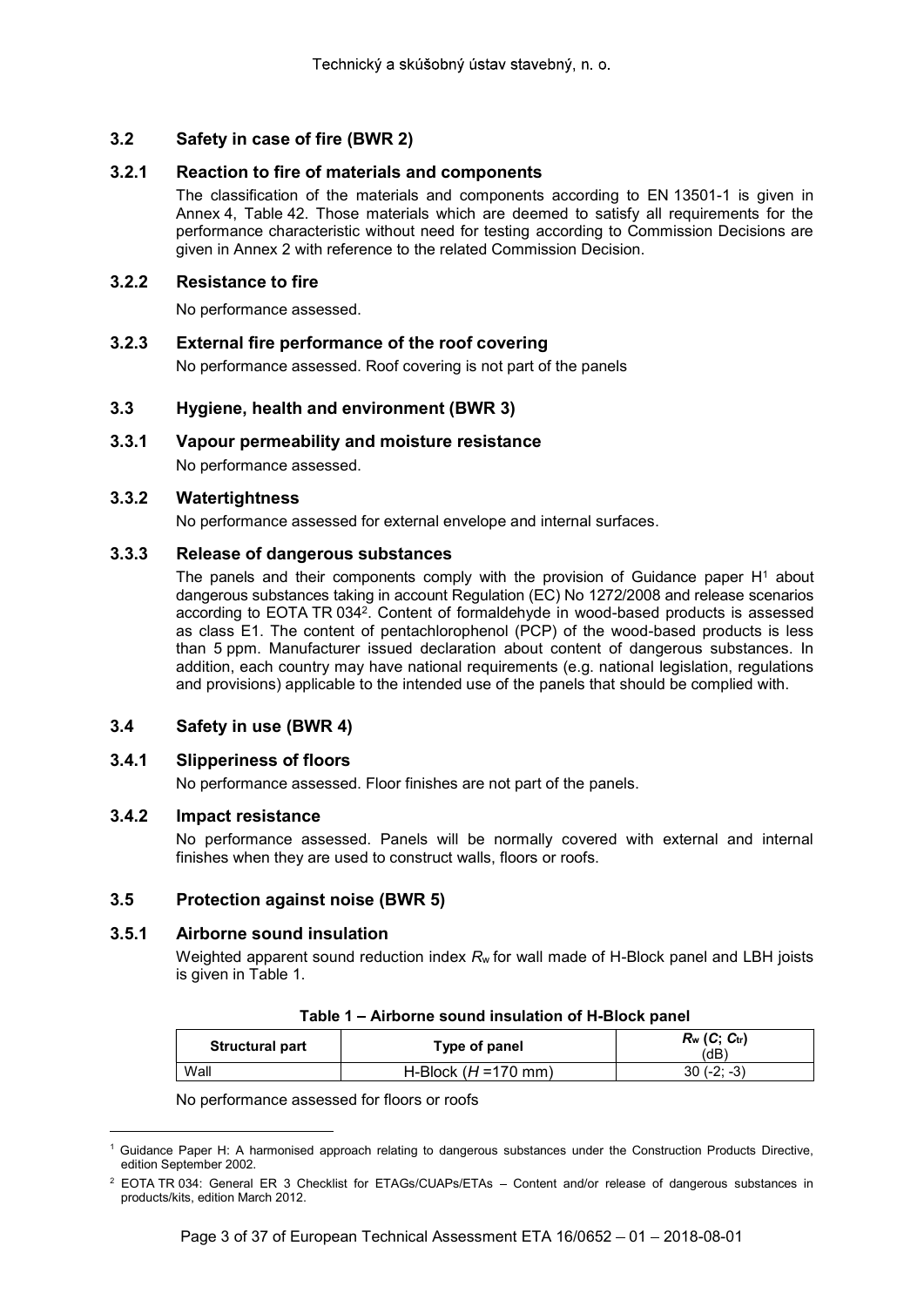### 3.2 Safety in case of fire (BWR 2)

#### 3.2.1 Reaction to fire of materials and components

The classification of the materials and components according to EN 13501-1 is given in Annex 4, Table 42. Those materials which are deemed to satisfy all requirements for the performance characteristic without need for testing according to Commission Decisions are given in Annex 2 with reference to the related Commission Decision.

#### 3.2.2 Resistance to fire

No performance assessed.

#### 3.2.3 External fire performance of the roof covering

No performance assessed. Roof covering is not part of the panels

### 3.3 Hygiene, health and environment (BWR 3)

#### 3.3.1 Vapour permeability and moisture resistance

No performance assessed.

#### 3.3.2 Watertightness

No performance assessed for external envelope and internal surfaces.

#### 3.3.3 Release of dangerous substances

The panels and their components comply with the provision of Guidance paper H[1] about dangerous substances taking in account Regulation (EC) No 1272/2008 and release scenarios according to EOTA TR 034[2]. Content of formaldehyde in wood-based products is assessed as class E1. The content of pentachlorophenol (PCP) of the wood-based products is less than 5 ppm. Manufacturer issued declaration about content of dangerous substances. In addition, each country may have national requirements (e.g. national legislation, regulations and provisions) applicable to the intended use of the panels that should be complied with.

### 3.4 Safety in use (BWR 4)

#### 3.4.1 Slipperiness of floors

No performance assessed. Floor finishes are not part of the panels.

#### 3.4.2 Impact resistance

No performance assessed. Panels will be normally covered with external and internal finishes when they are used to construct walls, floors or roofs.

### 3.5 Protection against noise (BWR 5)

#### 3.5.1 Airborne sound insulation

Weighted apparent sound reduction index $R_w$ for wall made of H-Block panel and LBH joists is given in Table 1.

**Table 1 – Airborne sound insulation of H-Block panel**

| Structural part | Type of panel | $R_w$ ($C$; $C_{tr}$) (dB) |
|---|---|---|
| Wall | H-Block ($H$ =170 mm) | 30 (-2; -3) |

No performance assessed for floors or roofs

---

[1] Guidance Paper H: A harmonised approach relating to dangerous substances under the Construction Products Directive, edition September 2002.

[2] EOTA TR 034: General ER 3 Checklist for ETAGs/CUAPs/ETAs – Content and/or release of dangerous substances in products/kits, edition March 2012.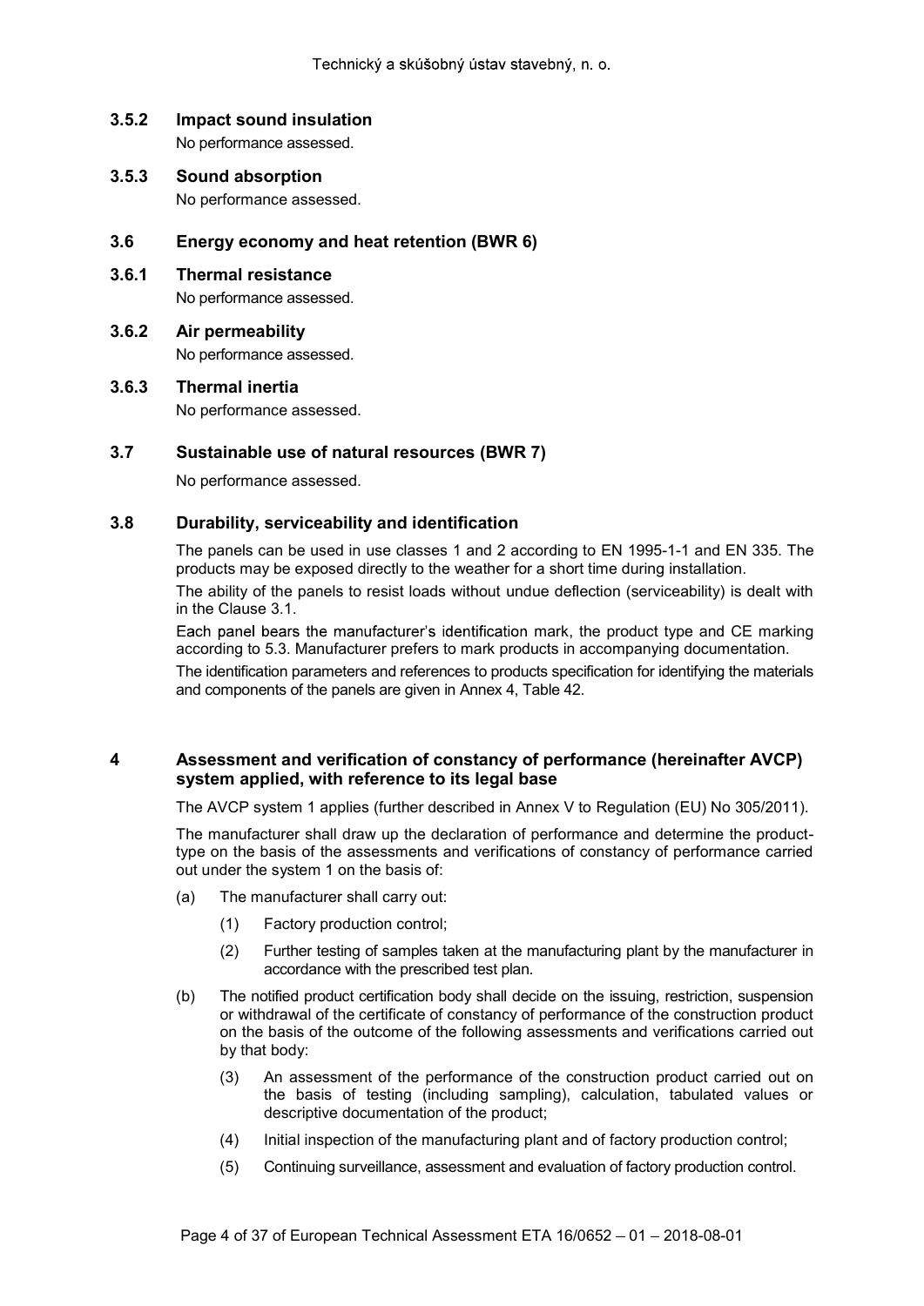### 3.5.2 Impact sound insulation

No performance assessed.

### 3.5.3 Sound absorption

No performance assessed.

## 3.6 Energy economy and heat retention (BWR 6)

### 3.6.1 Thermal resistance

No performance assessed.

### 3.6.2 Air permeability

No performance assessed.

### 3.6.3 Thermal inertia

No performance assessed.

## 3.7 Sustainable use of natural resources (BWR 7)

No performance assessed.

## 3.8 Durability, serviceability and identification

The panels can be used in use classes 1 and 2 according to EN 1995-1-1 and EN 335. The products may be exposed directly to the weather for a short time during installation.

The ability of the panels to resist loads without undue deflection (serviceability) is dealt with in the Clause 3.1.

Each panel bears the manufacturer's identification mark, the product type and CE marking according to 5.3. Manufacturer prefers to mark products in accompanying documentation.

The identification parameters and references to products specification for identifying the materials and components of the panels are given in Annex 4, Table 42.

# 4 Assessment and verification of constancy of performance (hereinafter AVCP) system applied, with reference to its legal base

The AVCP system 1 applies (further described in Annex V to Regulation (EU) No 305/2011).

The manufacturer shall draw up the declaration of performance and determine the product-type on the basis of the assessments and verifications of constancy of performance carried out under the system 1 on the basis of:

(a) The manufacturer shall carry out:

(1) Factory production control;

(2) Further testing of samples taken at the manufacturing plant by the manufacturer in accordance with the prescribed test plan.

(b) The notified product certification body shall decide on the issuing, restriction, suspension or withdrawal of the certificate of constancy of performance of the construction product on the basis of the outcome of the following assessments and verifications carried out by that body:

(3) An assessment of the performance of the construction product carried out on the basis of testing (including sampling), calculation, tabulated values or descriptive documentation of the product;

(4) Initial inspection of the manufacturing plant and of factory production control;

(5) Continuing surveillance, assessment and evaluation of factory production control.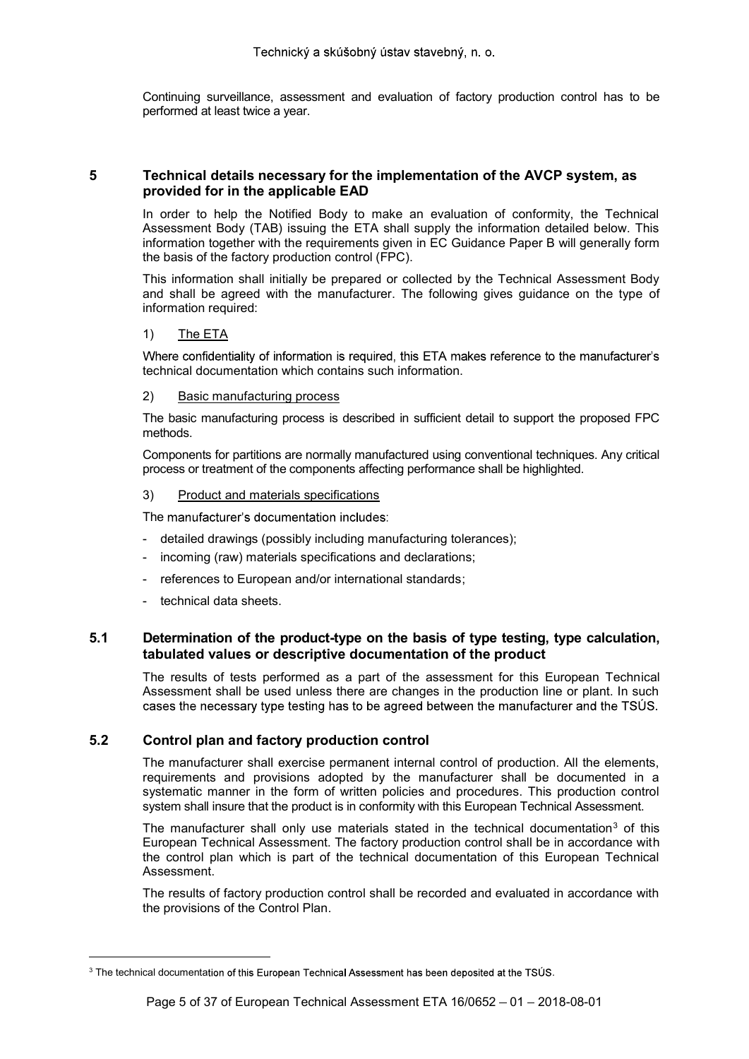Continuing surveillance, assessment and evaluation of factory production control has to be performed at least twice a year.

## 5 Technical details necessary for the implementation of the AVCP system, as provided for in the applicable EAD

In order to help the Notified Body to make an evaluation of conformity, the Technical Assessment Body (TAB) issuing the ETA shall supply the information detailed below. This information together with the requirements given in EC Guidance Paper B will generally form the basis of the factory production control (FPC).

This information shall initially be prepared or collected by the Technical Assessment Body and shall be agreed with the manufacturer. The following gives guidance on the type of information required:

1) The ETA

Where confidentiality of information is required, this ETA makes reference to the manufacturer's technical documentation which contains such information.

2) Basic manufacturing process

The basic manufacturing process is described in sufficient detail to support the proposed FPC methods.

Components for partitions are normally manufactured using conventional techniques. Any critical process or treatment of the components affecting performance shall be highlighted.

3) Product and materials specifications

The manufacturer's documentation includes:

- detailed drawings (possibly including manufacturing tolerances);
- incoming (raw) materials specifications and declarations;
- references to European and/or international standards;
- technical data sheets.

### 5.1 Determination of the product-type on the basis of type testing, type calculation, tabulated values or descriptive documentation of the product

The results of tests performed as a part of the assessment for this European Technical Assessment shall be used unless there are changes in the production line or plant. In such cases the necessary type testing has to be agreed between the manufacturer and the TSÚS.

### 5.2 Control plan and factory production control

The manufacturer shall exercise permanent internal control of production. All the elements, requirements and provisions adopted by the manufacturer shall be documented in a systematic manner in the form of written policies and procedures. This production control system shall insure that the product is in conformity with this European Technical Assessment.

The manufacturer shall only use materials stated in the technical documentation[3] of this European Technical Assessment. The factory production control shall be in accordance with the control plan which is part of the technical documentation of this European Technical Assessment.

The results of factory production control shall be recorded and evaluated in accordance with the provisions of the Control Plan.

[3] The technical documentation of this European Technical Assessment has been deposited at the TSÚS.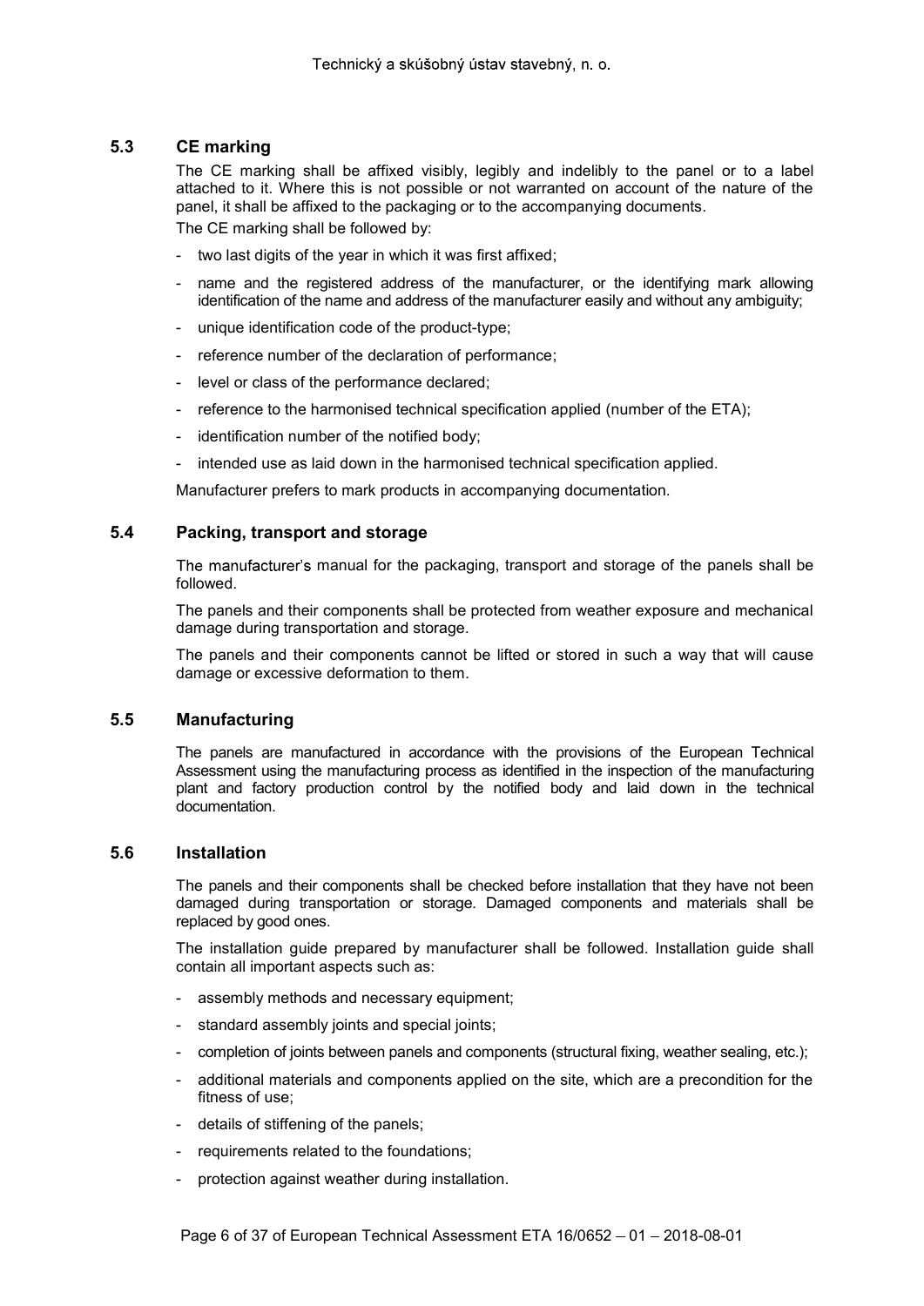### 5.3 CE marking

The CE marking shall be affixed visibly, legibly and indelibly to the panel or to a label attached to it. Where this is not possible or not warranted on account of the nature of the panel, it shall be affixed to the packaging or to the accompanying documents.

The CE marking shall be followed by:

- two last digits of the year in which it was first affixed;
- name and the registered address of the manufacturer, or the identifying mark allowing identification of the name and address of the manufacturer easily and without any ambiguity;
- unique identification code of the product-type;
- reference number of the declaration of performance;
- level or class of the performance declared;
- reference to the harmonised technical specification applied (number of the ETA);
- identification number of the notified body;
- intended use as laid down in the harmonised technical specification applied.

Manufacturer prefers to mark products in accompanying documentation.

### 5.4 Packing, transport and storage

The manufacturer's manual for the packaging, transport and storage of the panels shall be followed.

The panels and their components shall be protected from weather exposure and mechanical damage during transportation and storage.

The panels and their components cannot be lifted or stored in such a way that will cause damage or excessive deformation to them.

### 5.5 Manufacturing

The panels are manufactured in accordance with the provisions of the European Technical Assessment using the manufacturing process as identified in the inspection of the manufacturing plant and factory production control by the notified body and laid down in the technical documentation.

### 5.6 Installation

The panels and their components shall be checked before installation that they have not been damaged during transportation or storage. Damaged components and materials shall be replaced by good ones.

The installation guide prepared by manufacturer shall be followed. Installation guide shall contain all important aspects such as:

- assembly methods and necessary equipment;
- standard assembly joints and special joints;
- completion of joints between panels and components (structural fixing, weather sealing, etc.);
- additional materials and components applied on the site, which are a precondition for the fitness of use;
- details of stiffening of the panels;
- requirements related to the foundations;
- protection against weather during installation.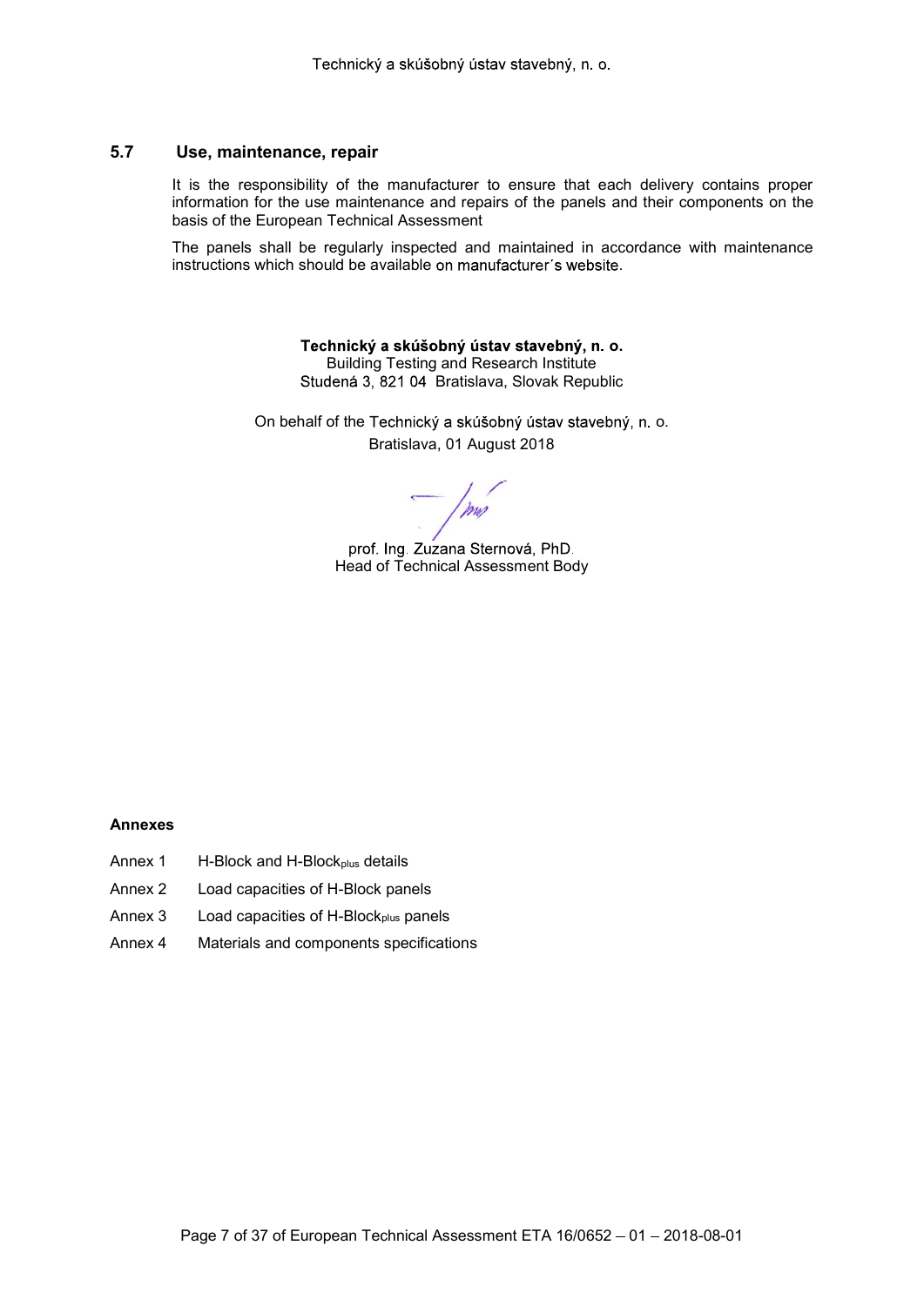## 5.7 Use, maintenance, repair

It is the responsibility of the manufacturer to ensure that each delivery contains proper information for the use maintenance and repairs of the panels and their components on the basis of the European Technical Assessment

The panels shall be regularly inspected and maintained in accordance with maintenance instructions which should be available on manufacturer´s website.

**Technický a skúšobný ústav stavebný, n. o.**
Building Testing and Research Institute
Studená 3, 821 04 Bratislava, Slovak Republic

On behalf of the Technický a skúšobný ústav stavebný, n. o.
Bratislava, 01 August 2018

prof. Ing. Zuzana Sternová, PhD.
Head of Technical Assessment Body

**Annexes**

Annex 1 H-Block and H-Block$_{plus}$ details

Annex 2 Load capacities of H-Block panels

Annex 3 Load capacities of H-Block$_{plus}$ panels

Annex 4 Materials and components specifications